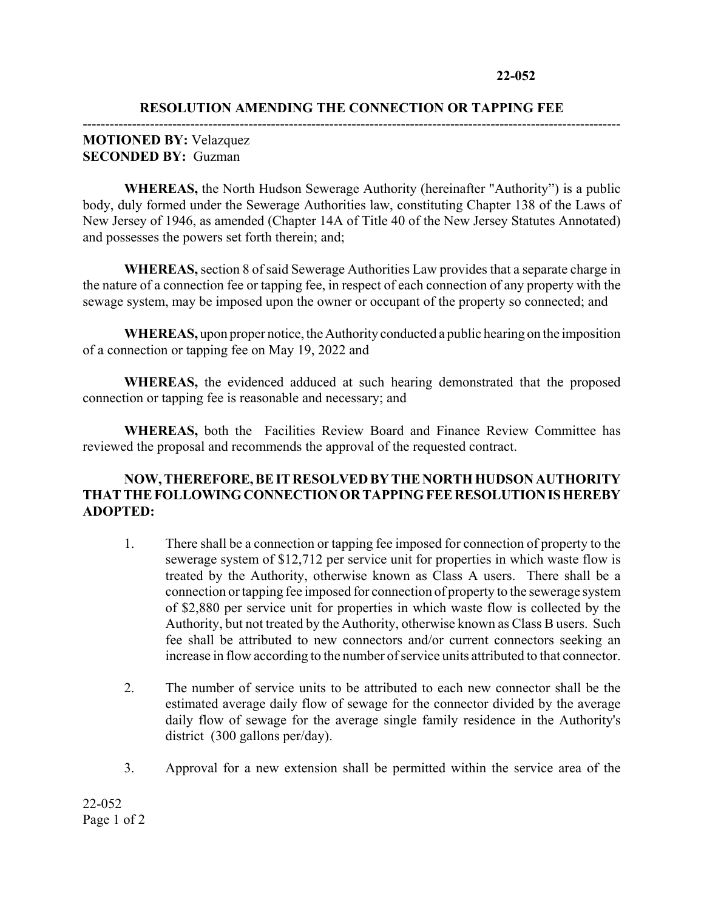**22-052**

## RESOLUTION AMENDING THE CONNECTION OR TAPPING FEE

---

**MOTIONED BY:** Velazquez
**SECONDED BY:** Guzman

**WHEREAS,** the North Hudson Sewerage Authority (hereinafter "Authority") is a public body, duly formed under the Sewerage Authorities law, constituting Chapter 138 of the Laws of New Jersey of 1946, as amended (Chapter 14A of Title 40 of the New Jersey Statutes Annotated) and possesses the powers set forth therein; and;

**WHEREAS,** section 8 of said Sewerage Authorities Law provides that a separate charge in the nature of a connection fee or tapping fee, in respect of each connection of any property with the sewage system, may be imposed upon the owner or occupant of the property so connected; and

**WHEREAS,** upon proper notice, the Authority conducted a public hearing on the imposition of a connection or tapping fee on May 19, 2022 and

**WHEREAS,** the evidenced adduced at such hearing demonstrated that the proposed connection or tapping fee is reasonable and necessary; and

**WHEREAS,** both the Facilities Review Board and Finance Review Committee has reviewed the proposal and recommends the approval of the requested contract.

**NOW, THEREFORE, BE IT RESOLVED BY THE NORTH HUDSON AUTHORITY THAT THE FOLLOWING CONNECTION OR TAPPING FEE RESOLUTION IS HEREBY ADOPTED:**

1. There shall be a connection or tapping fee imposed for connection of property to the sewerage system of $12,712 per service unit for properties in which waste flow is treated by the Authority, otherwise known as Class A users. There shall be a connection or tapping fee imposed for connection of property to the sewerage system of $2,880 per service unit for properties in which waste flow is collected by the Authority, but not treated by the Authority, otherwise known as Class B users. Such fee shall be attributed to new connectors and/or current connectors seeking an increase in flow according to the number of service units attributed to that connector.

2. The number of service units to be attributed to each new connector shall be the estimated average daily flow of sewage for the connector divided by the average daily flow of sewage for the average single family residence in the Authority's district (300 gallons per/day).

3. Approval for a new extension shall be permitted within the service area of the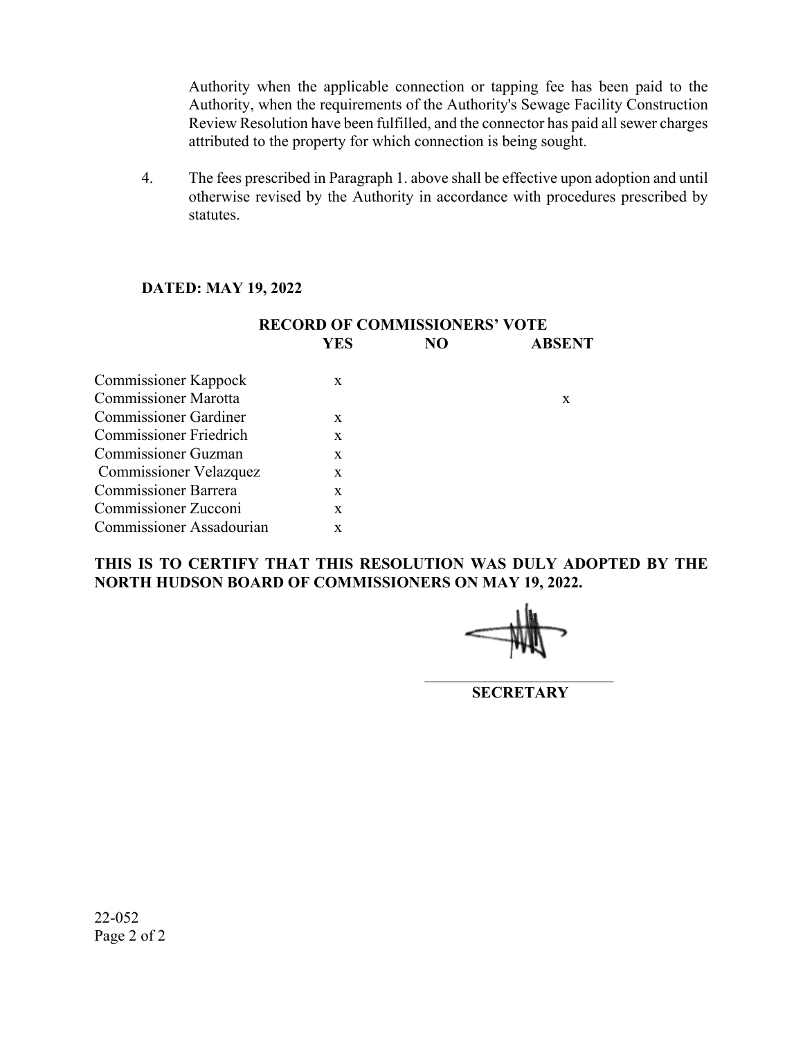Authority when the applicable connection or tapping fee has been paid to the Authority, when the requirements of the Authority's Sewage Facility Construction Review Resolution have been fulfilled, and the connector has paid all sewer charges attributed to the property for which connection is being sought.

4. The fees prescribed in Paragraph 1. above shall be effective upon adoption and until otherwise revised by the Authority in accordance with procedures prescribed by statutes.

**DATED: MAY 19, 2022**

**RECORD OF COMMISSIONERS' VOTE**

| | YES | NO | ABSENT |
|---|---|---|---|
| Commissioner Kappock | x | | |
| Commissioner Marotta | | | x |
| Commissioner Gardiner | x | | |
| Commissioner Friedrich | x | | |
| Commissioner Guzman | x | | |
| Commissioner Velazquez | x | | |
| Commissioner Barrera | x | | |
| Commissioner Zucconi | x | | |
| Commissioner Assadourian | x | | |

**THIS IS TO CERTIFY THAT THIS RESOLUTION WAS DULY ADOPTED BY THE NORTH HUDSON BOARD OF COMMISSIONERS ON MAY 19, 2022.**

\_\_\_\_\_\_\_\_\_\_\_\_\_\_\_\_\_\_\_\_\_\_\_\_\_\_

**SECRETARY**

22-052